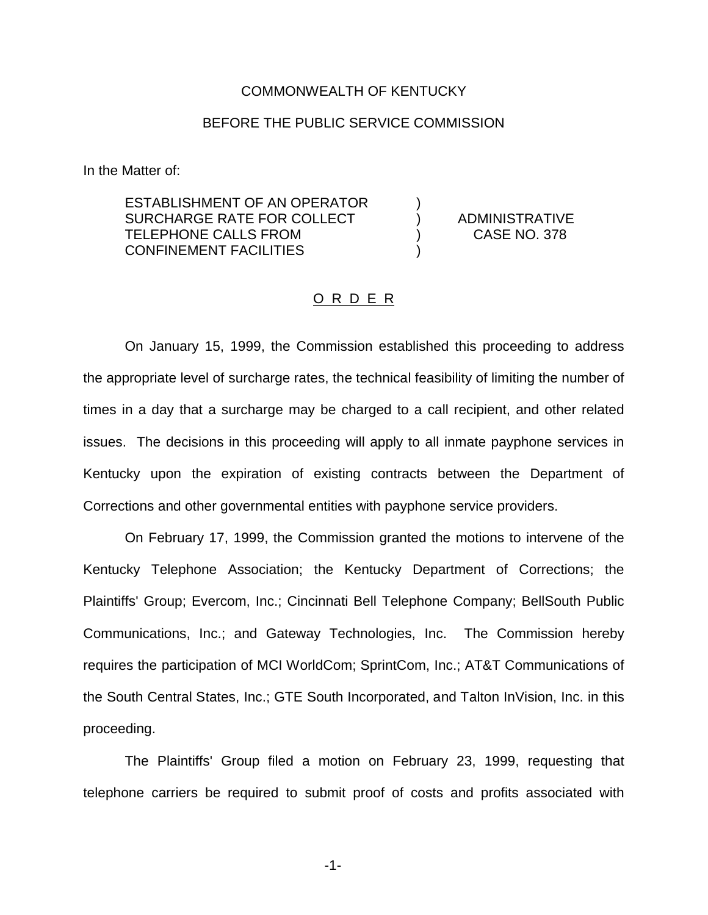COMMONWEALTH OF KENTUCKY

BEFORE THE PUBLIC SERVICE COMMISSION

In the Matter of:

| | | |
|---|---|---|
| ESTABLISHMENT OF AN OPERATOR SURCHARGE RATE FOR COLLECT TELEPHONE CALLS FROM CONFINEMENT FACILITIES | ) ) ) ) | ADMINISTRATIVE CASE NO. 378 |

## O R D E R

On January 15, 1999, the Commission established this proceeding to address the appropriate level of surcharge rates, the technical feasibility of limiting the number of times in a day that a surcharge may be charged to a call recipient, and other related issues. The decisions in this proceeding will apply to all inmate payphone services in Kentucky upon the expiration of existing contracts between the Department of Corrections and other governmental entities with payphone service providers.

On February 17, 1999, the Commission granted the motions to intervene of the Kentucky Telephone Association; the Kentucky Department of Corrections; the Plaintiffs' Group; Evercom, Inc.; Cincinnati Bell Telephone Company; BellSouth Public Communications, Inc.; and Gateway Technologies, Inc. The Commission hereby requires the participation of MCI WorldCom; SprintCom, Inc.; AT&T Communications of the South Central States, Inc.; GTE South Incorporated, and Talton InVision, Inc. in this proceeding.

The Plaintiffs' Group filed a motion on February 23, 1999, requesting that telephone carriers be required to submit proof of costs and profits associated with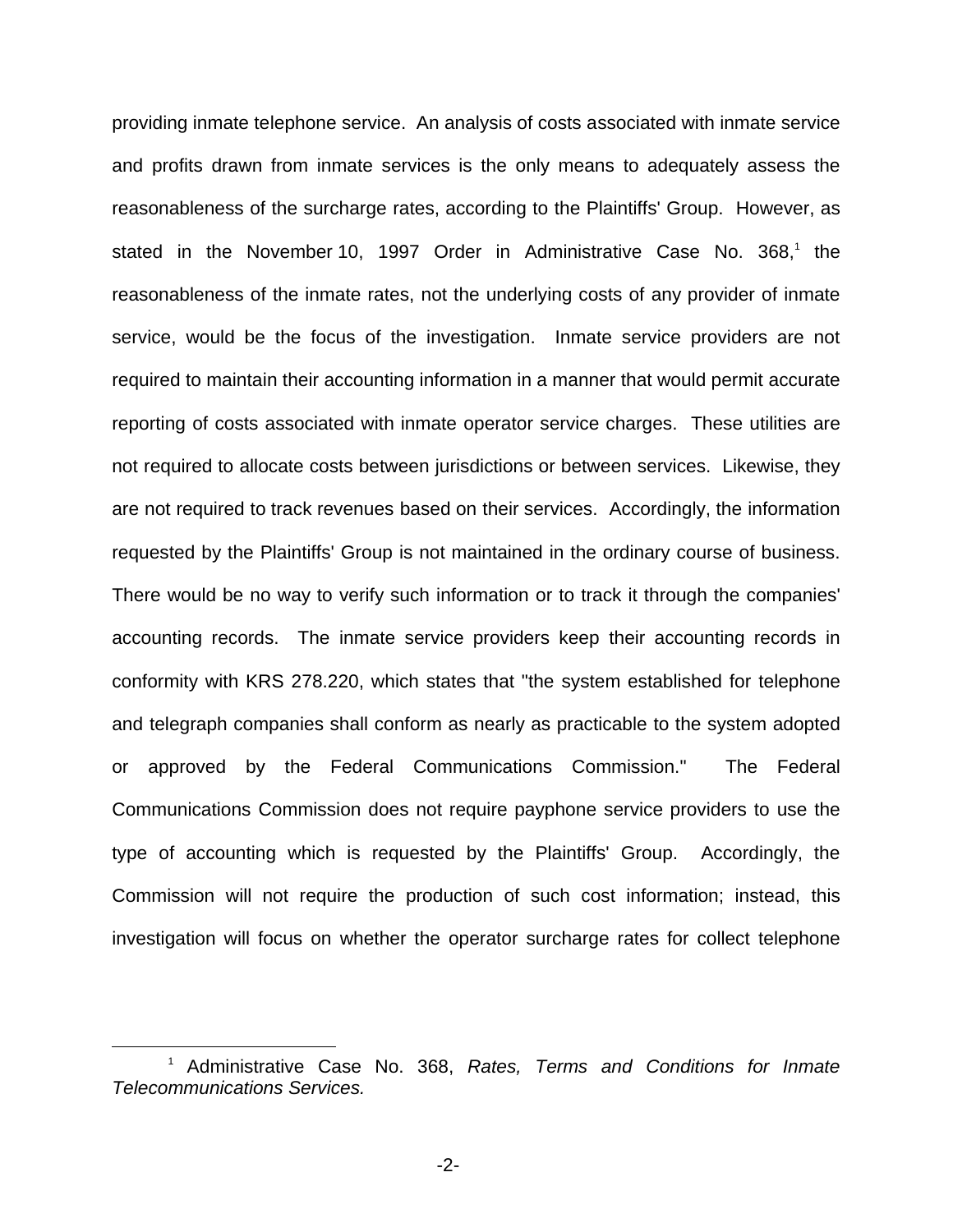providing inmate telephone service. An analysis of costs associated with inmate service and profits drawn from inmate services is the only means to adequately assess the reasonableness of the surcharge rates, according to the Plaintiffs' Group. However, as stated in the November 10, 1997 Order in Administrative Case No. 368,[1] the reasonableness of the inmate rates, not the underlying costs of any provider of inmate service, would be the focus of the investigation. Inmate service providers are not required to maintain their accounting information in a manner that would permit accurate reporting of costs associated with inmate operator service charges. These utilities are not required to allocate costs between jurisdictions or between services. Likewise, they are not required to track revenues based on their services. Accordingly, the information requested by the Plaintiffs' Group is not maintained in the ordinary course of business. There would be no way to verify such information or to track it through the companies' accounting records. The inmate service providers keep their accounting records in conformity with KRS 278.220, which states that "the system established for telephone and telegraph companies shall conform as nearly as practicable to the system adopted or approved by the Federal Communications Commission." The Federal Communications Commission does not require payphone service providers to use the type of accounting which is requested by the Plaintiffs' Group. Accordingly, the Commission will not require the production of such cost information; instead, this investigation will focus on whether the operator surcharge rates for collect telephone

---

[1] Administrative Case No. 368, *Rates, Terms and Conditions for Inmate Telecommunications Services.*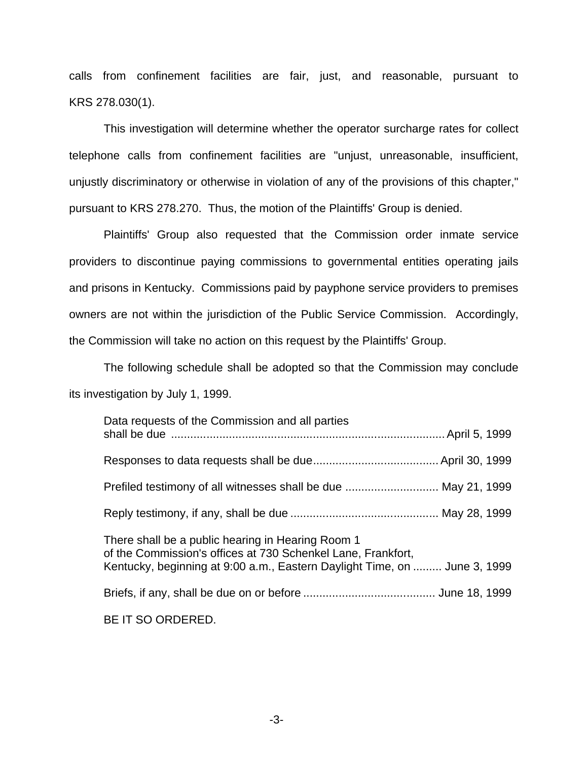calls from confinement facilities are fair, just, and reasonable, pursuant to KRS 278.030(1).

This investigation will determine whether the operator surcharge rates for collect telephone calls from confinement facilities are "unjust, unreasonable, insufficient, unjustly discriminatory or otherwise in violation of any of the provisions of this chapter," pursuant to KRS 278.270. Thus, the motion of the Plaintiffs' Group is denied.

Plaintiffs' Group also requested that the Commission order inmate service providers to discontinue paying commissions to governmental entities operating jails and prisons in Kentucky. Commissions paid by payphone service providers to premises owners are not within the jurisdiction of the Public Service Commission. Accordingly, the Commission will take no action on this request by the Plaintiffs' Group.

The following schedule shall be adopted so that the Commission may conclude its investigation by July 1, 1999.

Data requests of the Commission and all parties shall be due ..................................................................................... April 5, 1999

Responses to data requests shall be due....................................... April 30, 1999

Prefiled testimony of all witnesses shall be due ............................. May 21, 1999

Reply testimony, if any, shall be due ............................................. May 28, 1999

There shall be a public hearing in Hearing Room 1 of the Commission's offices at 730 Schenkel Lane, Frankfort, Kentucky, beginning at 9:00 a.m., Eastern Daylight Time, on ......... June 3, 1999

Briefs, if any, shall be due on or before ......................................... June 18, 1999

BE IT SO ORDERED.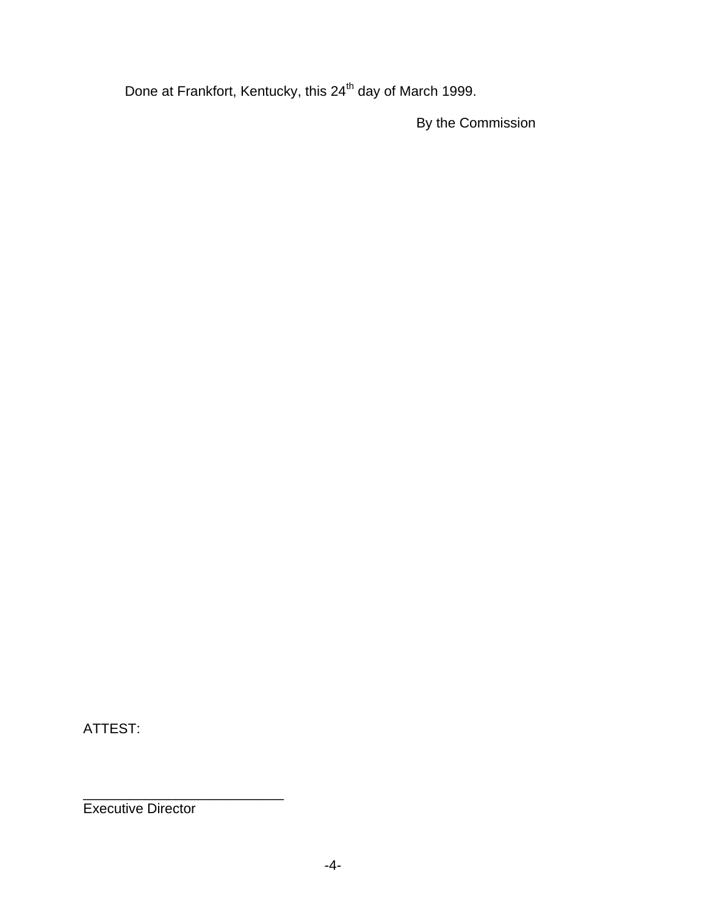Done at Frankfort, Kentucky, this 24th day of March 1999.

By the Commission

ATTEST:

___________________________

Executive Director